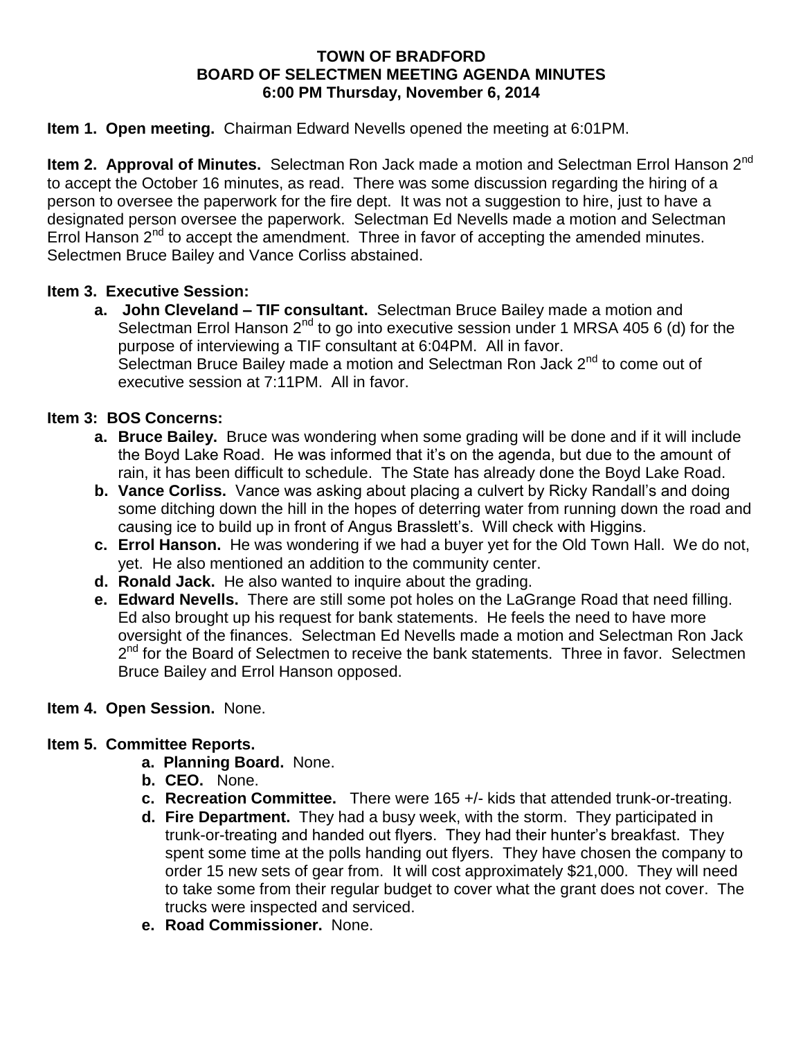# TOWN OF BRADFORD
## BOARD OF SELECTMEN MEETING AGENDA MINUTES
### 6:00 PM Thursday, November 6, 2014

**Item 1. Open meeting.** Chairman Edward Nevells opened the meeting at 6:01PM.

**Item 2. Approval of Minutes.** Selectman Ron Jack made a motion and Selectman Errol Hanson 2nd to accept the October 16 minutes, as read. There was some discussion regarding the hiring of a person to oversee the paperwork for the fire dept. It was not a suggestion to hire, just to have a designated person oversee the paperwork. Selectman Ed Nevells made a motion and Selectman Errol Hanson 2nd to accept the amendment. Three in favor of accepting the amended minutes. Selectmen Bruce Bailey and Vance Corliss abstained.

**Item 3. Executive Session:**

- **a. John Cleveland – TIF consultant.** Selectman Bruce Bailey made a motion and Selectman Errol Hanson 2nd to go into executive session under 1 MRSA 405 6 (d) for the purpose of interviewing a TIF consultant at 6:04PM. All in favor.
  Selectman Bruce Bailey made a motion and Selectman Ron Jack 2nd to come out of executive session at 7:11PM. All in favor.

**Item 3: BOS Concerns:**

- **a. Bruce Bailey.** Bruce was wondering when some grading will be done and if it will include the Boyd Lake Road. He was informed that it's on the agenda, but due to the amount of rain, it has been difficult to schedule. The State has already done the Boyd Lake Road.
- **b. Vance Corliss.** Vance was asking about placing a culvert by Ricky Randall's and doing some ditching down the hill in the hopes of deterring water from running down the road and causing ice to build up in front of Angus Brasslett's. Will check with Higgins.
- **c. Errol Hanson.** He was wondering if we had a buyer yet for the Old Town Hall. We do not, yet. He also mentioned an addition to the community center.
- **d. Ronald Jack.** He also wanted to inquire about the grading.
- **e. Edward Nevells.** There are still some pot holes on the LaGrange Road that need filling. Ed also brought up his request for bank statements. He feels the need to have more oversight of the finances. Selectman Ed Nevells made a motion and Selectman Ron Jack 2nd for the Board of Selectmen to receive the bank statements. Three in favor. Selectmen Bruce Bailey and Errol Hanson opposed.

**Item 4. Open Session.** None.

**Item 5. Committee Reports.**

- **a. Planning Board.** None.
- **b. CEO.** None.
- **c. Recreation Committee.** There were 165 +/- kids that attended trunk-or-treating.
- **d. Fire Department.** They had a busy week, with the storm. They participated in trunk-or-treating and handed out flyers. They had their hunter's breakfast. They spent some time at the polls handing out flyers. They have chosen the company to order 15 new sets of gear from. It will cost approximately $21,000. They will need to take some from their regular budget to cover what the grant does not cover. The trucks were inspected and serviced.
- **e. Road Commissioner.** None.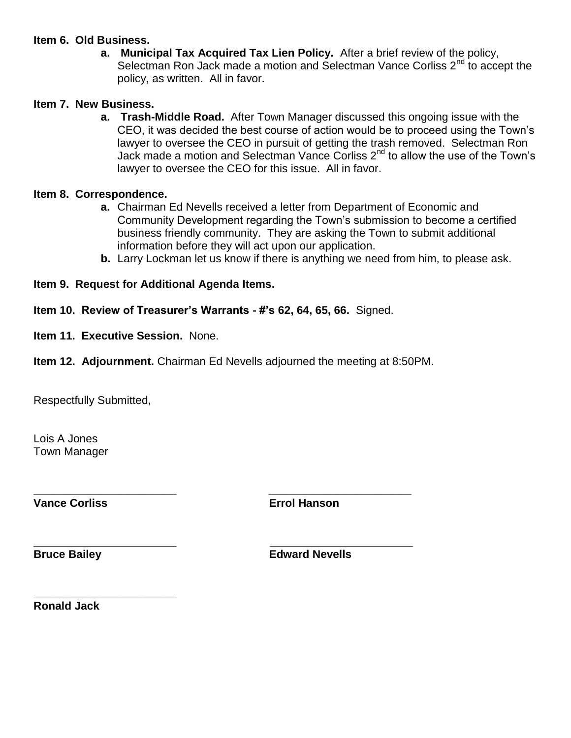**Item 6. Old Business.**

- **a. Municipal Tax Acquired Tax Lien Policy.** After a brief review of the policy, Selectman Ron Jack made a motion and Selectman Vance Corliss 2nd to accept the policy, as written. All in favor.

**Item 7. New Business.**

- **a. Trash-Middle Road.** After Town Manager discussed this ongoing issue with the CEO, it was decided the best course of action would be to proceed using the Town's lawyer to oversee the CEO in pursuit of getting the trash removed. Selectman Ron Jack made a motion and Selectman Vance Corliss 2nd to allow the use of the Town's lawyer to oversee the CEO for this issue. All in favor.

**Item 8. Correspondence.**

- **a.** Chairman Ed Nevells received a letter from Department of Economic and Community Development regarding the Town's submission to become a certified business friendly community. They are asking the Town to submit additional information before they will act upon our application.
- **b.** Larry Lockman let us know if there is anything we need from him, to please ask.

**Item 9. Request for Additional Agenda Items.**

**Item 10. Review of Treasurer's Warrants - #'s 62, 64, 65, 66.** Signed.

**Item 11. Executive Session.** None.

**Item 12. Adjournment.** Chairman Ed Nevells adjourned the meeting at 8:50PM.

Respectfully Submitted,

Lois A Jones
Town Manager

________________________ **Vance Corliss**

________________________ **Errol Hanson**

________________________ **Bruce Bailey**

________________________ **Edward Nevells**

________________________ **Ronald Jack**